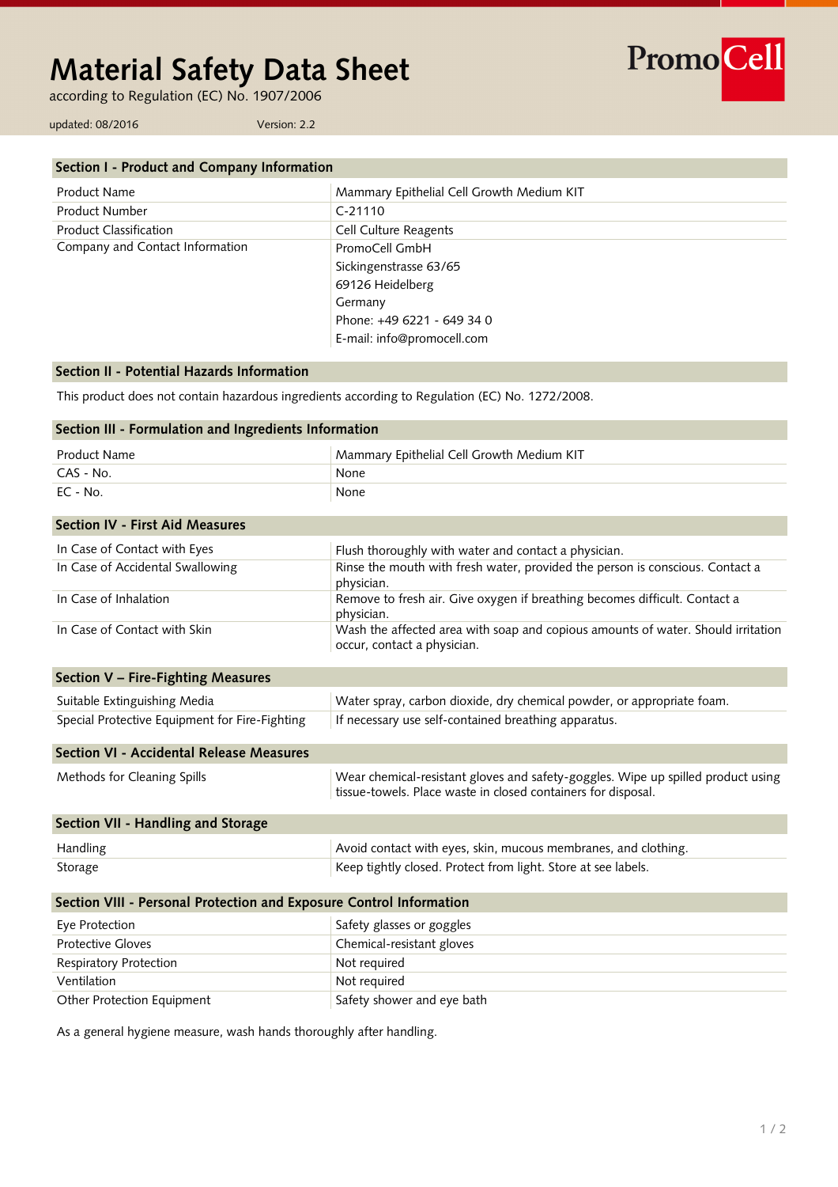# Material Safety Data Sheet

according to Regulation (EC) No. 1907/2006

updated: 08/2016 Version: 2.2

PromoCell

## Section I - Product and Company Information

| | |
|---|---|
| Product Name | Mammary Epithelial Cell Growth Medium KIT |
| Product Number | C-21110 |
| Product Classification | Cell Culture Reagents |
| Company and Contact Information | PromoCell GmbH<br>Sickingenstrasse 63/65<br>69126 Heidelberg<br>Germany<br>Phone: +49 6221 - 649 34 0<br>E-mail: info@promocell.com |

## Section II - Potential Hazards Information

This product does not contain hazardous ingredients according to Regulation (EC) No. 1272/2008.

## Section III - Formulation and Ingredients Information

| | |
|---|---|
| Product Name | Mammary Epithelial Cell Growth Medium KIT |
| CAS - No. | None |
| EC - No. | None |

## Section IV - First Aid Measures

| | |
|---|---|
| In Case of Contact with Eyes | Flush thoroughly with water and contact a physician. |
| In Case of Accidental Swallowing | Rinse the mouth with fresh water, provided the person is conscious. Contact a physician. |
| In Case of Inhalation | Remove to fresh air. Give oxygen if breathing becomes difficult. Contact a physician. |
| In Case of Contact with Skin | Wash the affected area with soap and copious amounts of water. Should irritation occur, contact a physician. |

## Section V – Fire-Fighting Measures

| | |
|---|---|
| Suitable Extinguishing Media | Water spray, carbon dioxide, dry chemical powder, or appropriate foam. |
| Special Protective Equipment for Fire-Fighting | If necessary use self-contained breathing apparatus. |

## Section VI - Accidental Release Measures

| | |
|---|---|
| Methods for Cleaning Spills | Wear chemical-resistant gloves and safety-goggles. Wipe up spilled product using tissue-towels. Place waste in closed containers for disposal. |

## Section VII - Handling and Storage

| | |
|---|---|
| Handling | Avoid contact with eyes, skin, mucous membranes, and clothing. |
| Storage | Keep tightly closed. Protect from light. Store at see labels. |

## Section VIII - Personal Protection and Exposure Control Information

| | |
|---|---|
| Eye Protection | Safety glasses or goggles |
| Protective Gloves | Chemical-resistant gloves |
| Respiratory Protection | Not required |
| Ventilation | Not required |
| Other Protection Equipment | Safety shower and eye bath |

As a general hygiene measure, wash hands thoroughly after handling.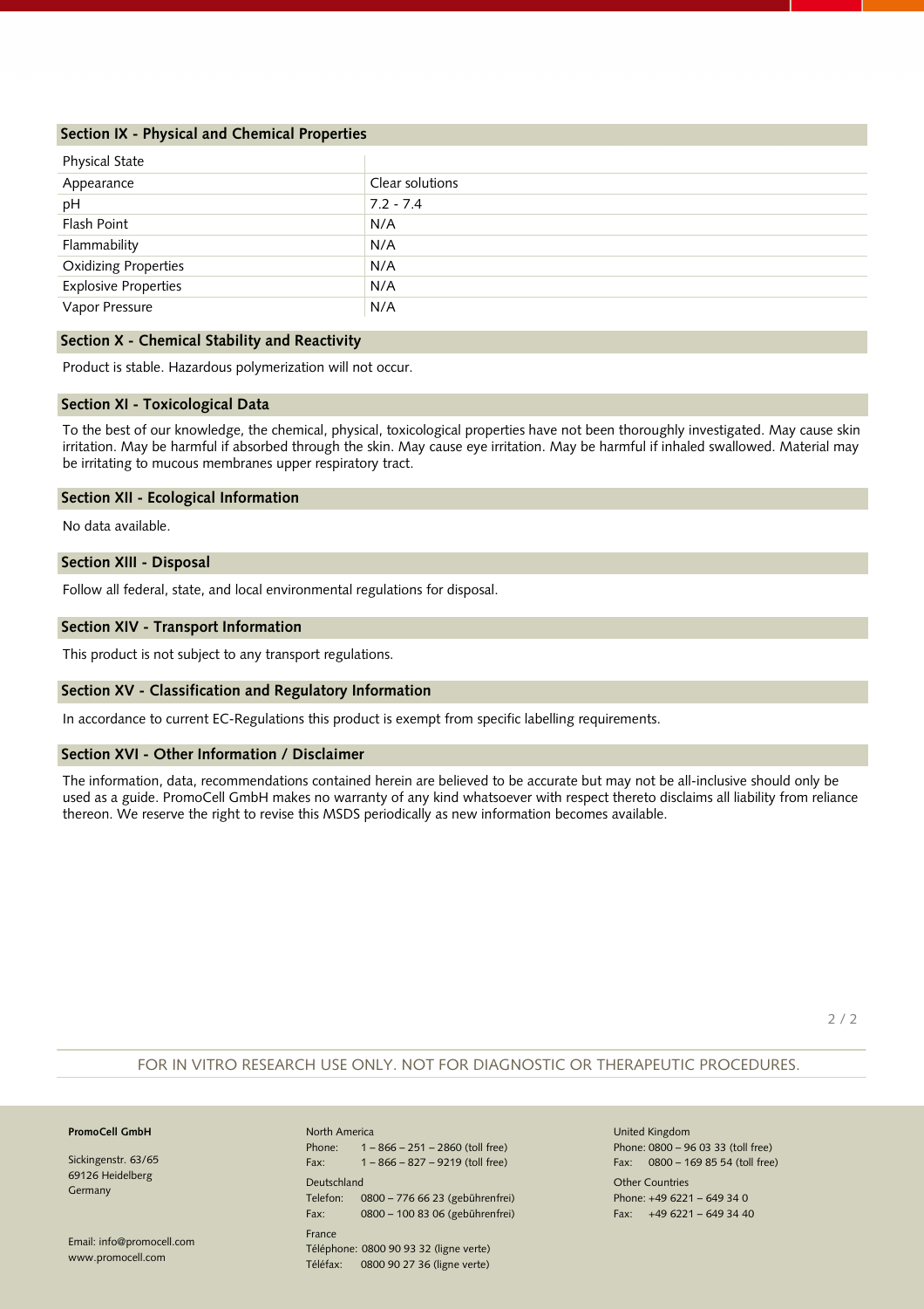## Section IX - Physical and Chemical Properties

| | |
|---|---|
| Physical State | |
| Appearance | Clear solutions |
| pH | 7.2 - 7.4 |
| Flash Point | N/A |
| Flammability | N/A |
| Oxidizing Properties | N/A |
| Explosive Properties | N/A |
| Vapor Pressure | N/A |

## Section X - Chemical Stability and Reactivity

Product is stable. Hazardous polymerization will not occur.

## Section XI - Toxicological Data

To the best of our knowledge, the chemical, physical, toxicological properties have not been thoroughly investigated. May cause skin irritation. May be harmful if absorbed through the skin. May cause eye irritation. May be harmful if inhaled swallowed. Material may be irritating to mucous membranes upper respiratory tract.

## Section XII - Ecological Information

No data available.

## Section XIII - Disposal

Follow all federal, state, and local environmental regulations for disposal.

## Section XIV - Transport Information

This product is not subject to any transport regulations.

## Section XV - Classification and Regulatory Information

In accordance to current EC-Regulations this product is exempt from specific labelling requirements.

## Section XVI - Other Information / Disclaimer

The information, data, recommendations contained herein are believed to be accurate but may not be all-inclusive should only be used as a guide. PromoCell GmbH makes no warranty of any kind whatsoever with respect thereto disclaims all liability from reliance thereon. We reserve the right to revise this MSDS periodically as new information becomes available.

FOR IN VITRO RESEARCH USE ONLY. NOT FOR DIAGNOSTIC OR THERAPEUTIC PROCEDURES.

**PromoCell GmbH**

Sickingenstr. 63/65
69126 Heidelberg
Germany

Email: info@promocell.com
www.promocell.com

North America
Phone: 1 – 866 – 251 – 2860 (toll free)
Fax: 1 – 866 – 827 – 9219 (toll free)

Deutschland
Telefon: 0800 – 776 66 23 (gebührenfrei)
Fax: 0800 – 100 83 06 (gebührenfrei)

France
Téléphone: 0800 90 93 32 (ligne verte)
Téléfax: 0800 90 27 36 (ligne verte)

United Kingdom
Phone: 0800 – 96 03 33 (toll free)
Fax: 0800 – 169 85 54 (toll free)

Other Countries
Phone: +49 6221 – 649 34 0
Fax: +49 6221 – 649 34 40